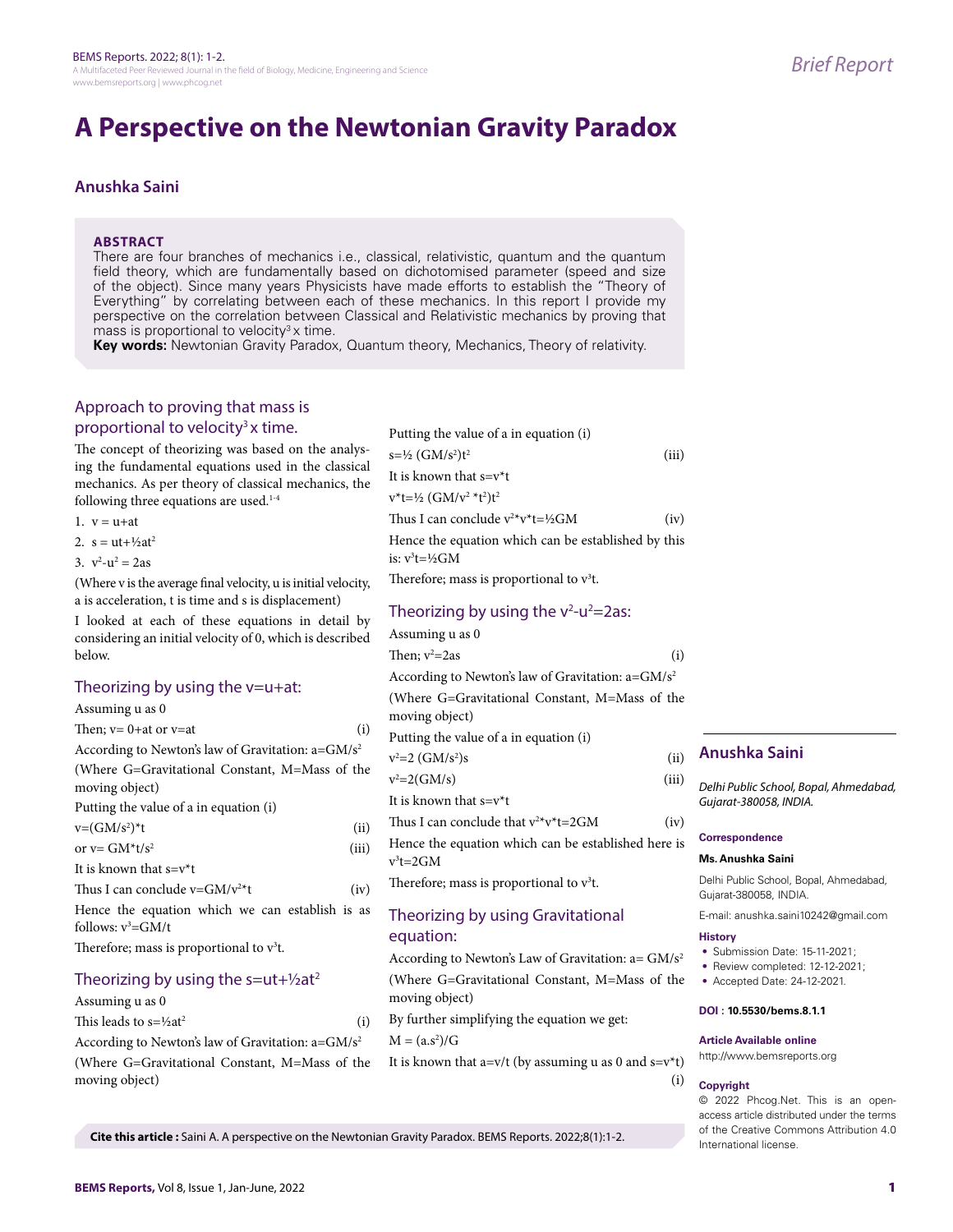# A Perspective on the Newtonian Gravity Paradox

**Anushka Saini**

**ABSTRACT**

There are four branches of mechanics i.e., classical, relativistic, quantum and the quantum field theory, which are fundamentally based on dichotomised parameter (speed and size of the object). Since many years Physicists have made efforts to establish the "Theory of Everything" by correlating between each of these mechanics. In this report I provide my perspective on the correlation between Classical and Relativistic mechanics by proving that mass is proportional to velocity$^3$ x time.

**Key words:** Newtonian Gravity Paradox, Quantum theory, Mechanics, Theory of relativity.

## Approach to proving that mass is proportional to velocity$^3$ x time.

The concept of theorizing was based on the analysing the fundamental equations used in the classical mechanics. As per theory of classical mechanics, the following three equations are used.[1-4]

1. $v = u+at$
2. $s = ut+½at^2$
3. $v^2-u^2 = 2as$

(Where v is the average final velocity, u is initial velocity, a is acceleration, t is time and s is displacement)

I looked at each of these equations in detail by considering an initial velocity of 0, which is described below.

### Theorizing by using the v=u+at:

Assuming u as 0

Then; $v= 0+at$ or $v=at$ (i)

According to Newton's law of Gravitation: $a=GM/s^2$

(Where G=Gravitational Constant, M=Mass of the moving object)

Putting the value of a in equation (i)

$v=(GM/s^2)*t$ (ii)

or $v= GM*t/s^2$ (iii)

It is known that $s=v*t$

Thus I can conclude $v=GM/v^2*t$ (iv)

Hence the equation which we can establish is as follows: $v^3=GM/t$

Therefore; mass is proportional to $v^3t$.

### Theorizing by using the s=ut+½at$^2$

Assuming u as 0

This leads to $s=½at^2$ (i)

According to Newton's law of Gravitation: $a=GM/s^2$

(Where G=Gravitational Constant, M=Mass of the moving object)

Putting the value of a in equation (i)

$s=½ (GM/s^2)t^2$ (iii)

It is known that $s=v*t$

$v*t=½ (GM/v^2 *t^2)t^2$

Thus I can conclude $v^2*v*t=½GM$ (iv)

Hence the equation which can be established by this is: $v^3t=½GM$

Therefore; mass is proportional to $v^3t$.

### Theorizing by using the v$^2$-u$^2$=2as:

Assuming u as 0

Then; $v^2=2as$ (i)

According to Newton's law of Gravitation: $a=GM/s^2$

(Where G=Gravitational Constant, M=Mass of the moving object)

Putting the value of a in equation (i)

$v^2=2 (GM/s^2)s$ (ii)

$v^2=2(GM/s)$ (iii)

It is known that $s=v*t$

Thus I can conclude that $v^2*v*t=2GM$ (iv)

Hence the equation which can be established here is $v^3t=2GM$

Therefore; mass is proportional to $v^3t$.

### Theorizing by using Gravitational equation:

According to Newton's Law of Gravitation: $a= GM/s^2$

(Where G=Gravitational Constant, M=Mass of the moving object)

By further simplifying the equation we get:

$M = (a.s^2)/G$

It is known that $a=v/t$ (by assuming u as 0 and $s=v*t$) (i)

**Anushka Saini**

*Delhi Public School, Bopal, Ahmedabad, Gujarat-380058, INDIA.*

**Correspondence**

**Ms. Anushka Saini**

Delhi Public School, Bopal, Ahmedabad, Gujarat-380058, INDIA.

E-mail: anushka.saini10242@gmail.com

**History**

- Submission Date: 15-11-2021;
- Review completed: 12-12-2021;
- Accepted Date: 24-12-2021.

**DOI : 10.5530/bems.8.1.1**

**Article Available online**

http://www.bemsreports.org

**Copyright**

© 2022 Phcog.Net. This is an open-access article distributed under the terms of the Creative Commons Attribution 4.0 International license.

**Cite this article :** Saini A. A perspective on the Newtonian Gravity Paradox. BEMS Reports. 2022;8(1):1-2.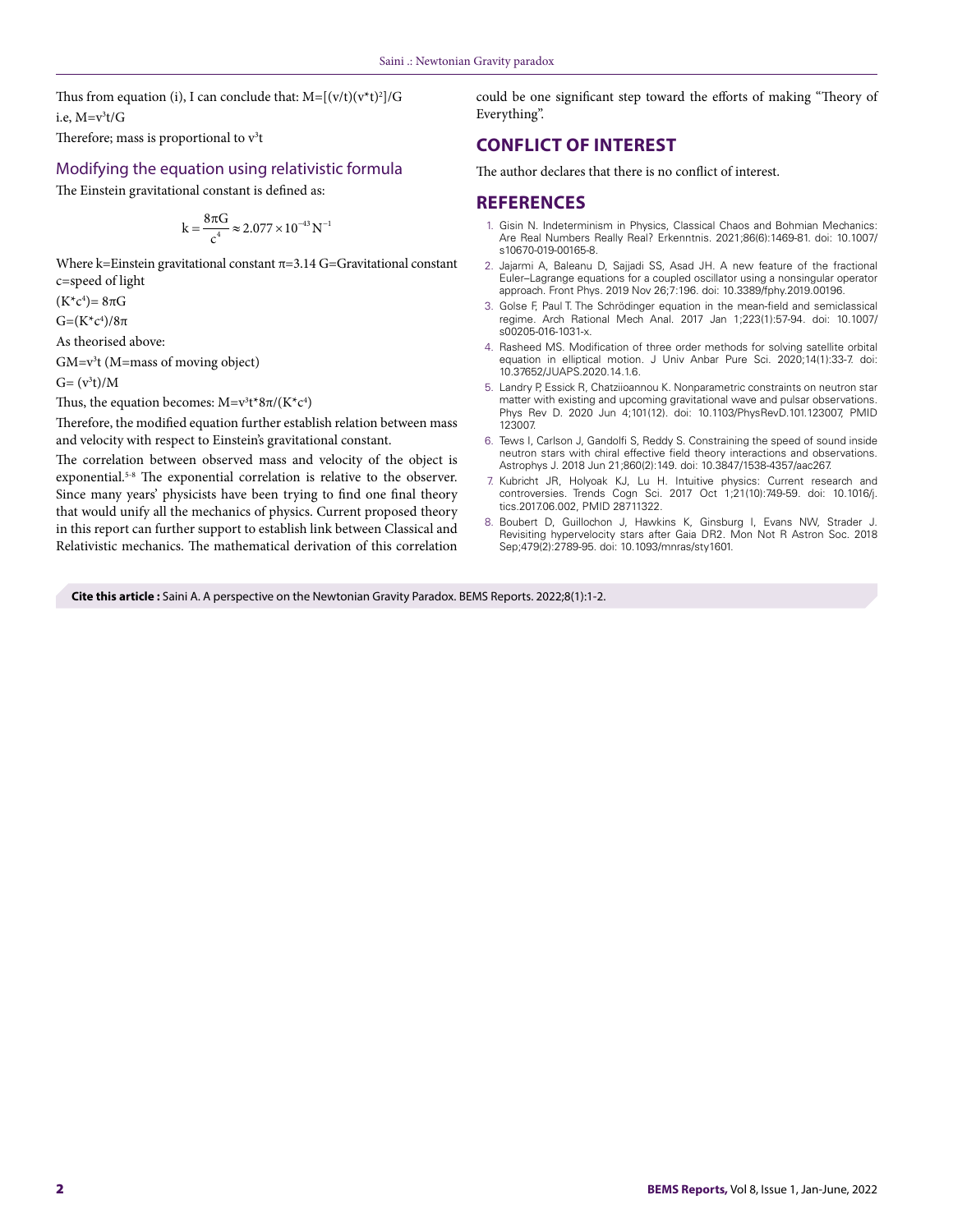Thus from equation (i), I can conclude that: $M=[(v/t)(v*t)^2]/G$

i.e, $M=v^3t/G$

Therefore; mass is proportional to $v^3t$

### Modifying the equation using relativistic formula

The Einstein gravitational constant is defined as:

$$k = \frac{8\pi G}{c^4} \approx 2.077 \times 10^{-43} N^{-1}$$

Where k=Einstein gravitational constant π=3.14 G=Gravitational constant c=speed of light

$(K*c^4)= 8\pi G$

$G=(K*c^4)/8\pi$

As theorised above:

$GM=v^3t$ (M=mass of moving object)

$G= (v^3t)/M$

Thus, the equation becomes: $M=v^3t*8\pi/(K*c^4)$

Therefore, the modified equation further establish relation between mass and velocity with respect to Einstein's gravitational constant.

The correlation between observed mass and velocity of the object is exponential.[5-8] The exponential correlation is relative to the observer. Since many years' physicists have been trying to find one final theory that would unify all the mechanics of physics. Current proposed theory in this report can further support to establish link between Classical and Relativistic mechanics. The mathematical derivation of this correlation could be one significant step toward the efforts of making "Theory of Everything".

## CONFLICT OF INTEREST

The author declares that there is no conflict of interest.

## REFERENCES

1. Gisin N. Indeterminism in Physics, Classical Chaos and Bohmian Mechanics: Are Real Numbers Really Real? Erkenntnis. 2021;86(6):1469-81. doi: 10.1007/s10670-019-00165-8.
2. Jajarmi A, Baleanu D, Sajjadi SS, Asad JH. A new feature of the fractional Euler–Lagrange equations for a coupled oscillator using a nonsingular operator approach. Front Phys. 2019 Nov 26;7:196. doi: 10.3389/fphy.2019.00196.
3. Golse F, Paul T. The Schrödinger equation in the mean-field and semiclassical regime. Arch Rational Mech Anal. 2017 Jan 1;223(1):57-94. doi: 10.1007/s00205-016-1031-x.
4. Rasheed MS. Modification of three order methods for solving satellite orbital equation in elliptical motion. J Univ Anbar Pure Sci. 2020;14(1):33-7. doi: 10.37652/JUAPS.2020.14.1.6.
5. Landry P, Essick R, Chatziioannou K. Nonparametric constraints on neutron star matter with existing and upcoming gravitational wave and pulsar observations. Phys Rev D. 2020 Jun 4;101(12). doi: 10.1103/PhysRevD.101.123007, PMID 123007.
6. Tews I, Carlson J, Gandolfi S, Reddy S. Constraining the speed of sound inside neutron stars with chiral effective field theory interactions and observations. Astrophys J. 2018 Jun 21;860(2):149. doi: 10.3847/1538-4357/aac267.
7. Kubricht JR, Holyoak KJ, Lu H. Intuitive physics: Current research and controversies. Trends Cogn Sci. 2017 Oct 1;21(10):749-59. doi: 10.1016/j.tics.2017.06.002, PMID 28711322.
8. Boubert D, Guillochon J, Hawkins K, Ginsburg I, Evans NW, Strader J. Revisiting hypervelocity stars after Gaia DR2. Mon Not R Astron Soc. 2018 Sep;479(2):2789-95. doi: 10.1093/mnras/sty1601.

**Cite this article :** Saini A. A perspective on the Newtonian Gravity Paradox. BEMS Reports. 2022;8(1):1-2.